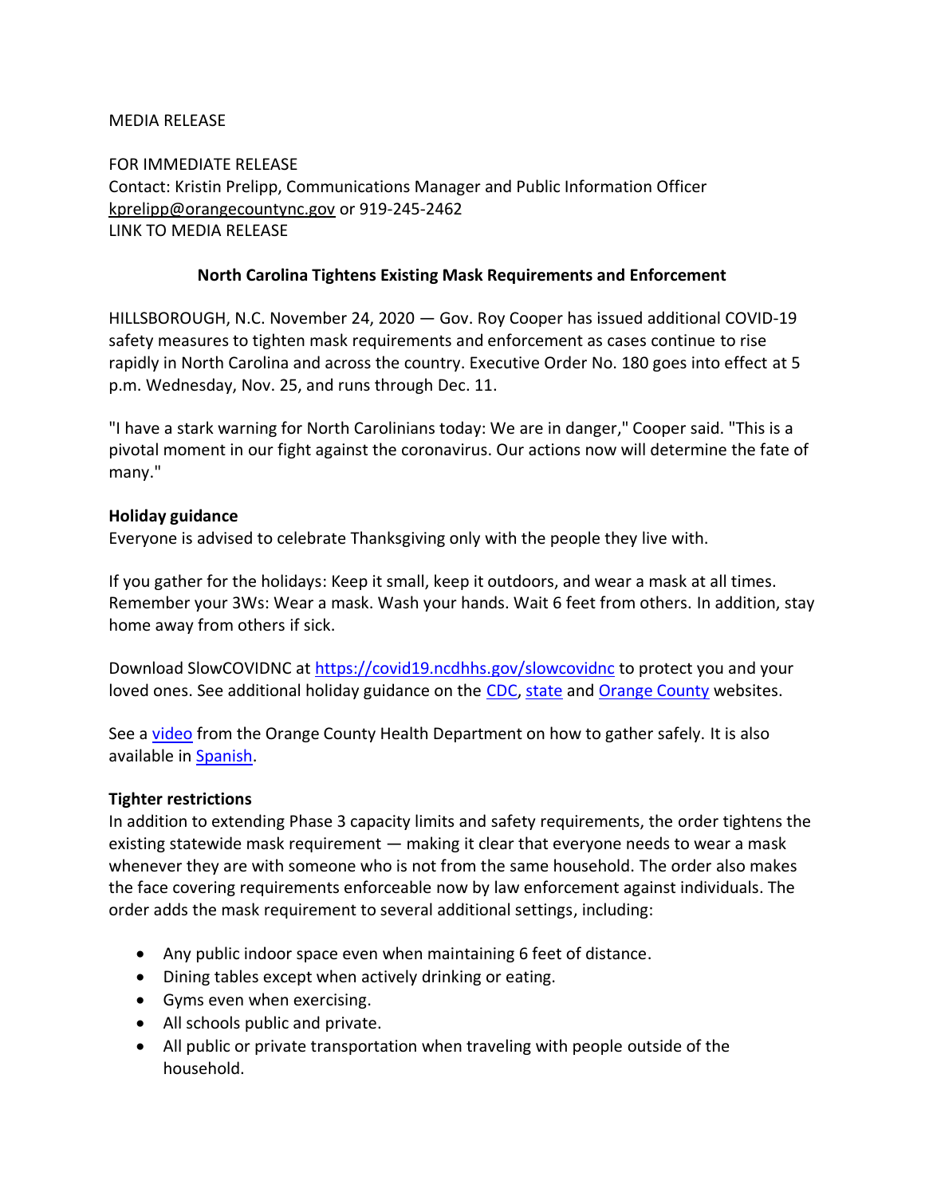MEDIA RELEASE

FOR IMMEDIATE RELEASE
Contact: Kristin Prelipp, Communications Manager and Public Information Officer
kprelipp@orangecountync.gov or 919-245-2462
LINK TO MEDIA RELEASE

## North Carolina Tightens Existing Mask Requirements and Enforcement

HILLSBOROUGH, N.C. November 24, 2020 — Gov. Roy Cooper has issued additional COVID-19 safety measures to tighten mask requirements and enforcement as cases continue to rise rapidly in North Carolina and across the country. Executive Order No. 180 goes into effect at 5 p.m. Wednesday, Nov. 25, and runs through Dec. 11.

"I have a stark warning for North Carolinians today: We are in danger," Cooper said. "This is a pivotal moment in our fight against the coronavirus. Our actions now will determine the fate of many."

**Holiday guidance**
Everyone is advised to celebrate Thanksgiving only with the people they live with.

If you gather for the holidays: Keep it small, keep it outdoors, and wear a mask at all times. Remember your 3Ws: Wear a mask. Wash your hands. Wait 6 feet from others. In addition, stay home away from others if sick.

Download SlowCOVIDNC at https://covid19.ncdhhs.gov/slowcovidnc to protect you and your loved ones. See additional holiday guidance on the CDC, state and Orange County websites.

See a video from the Orange County Health Department on how to gather safely. It is also available in Spanish.

**Tighter restrictions**
In addition to extending Phase 3 capacity limits and safety requirements, the order tightens the existing statewide mask requirement — making it clear that everyone needs to wear a mask whenever they are with someone who is not from the same household. The order also makes the face covering requirements enforceable now by law enforcement against individuals. The order adds the mask requirement to several additional settings, including:

- Any public indoor space even when maintaining 6 feet of distance.
- Dining tables except when actively drinking or eating.
- Gyms even when exercising.
- All schools public and private.
- All public or private transportation when traveling with people outside of the household.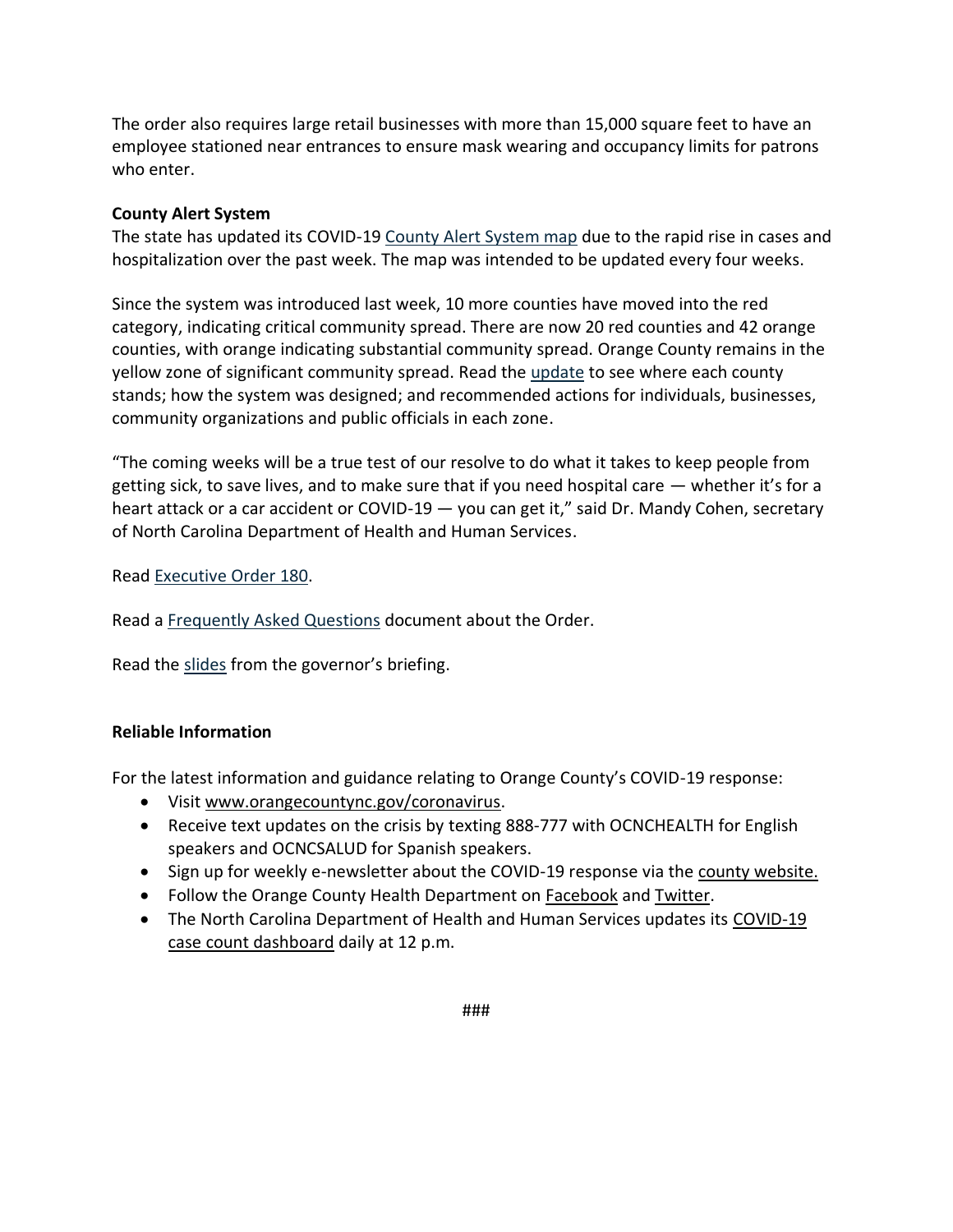The order also requires large retail businesses with more than 15,000 square feet to have an employee stationed near entrances to ensure mask wearing and occupancy limits for patrons who enter.

**County Alert System**

The state has updated its COVID-19 County Alert System map due to the rapid rise in cases and hospitalization over the past week. The map was intended to be updated every four weeks.

Since the system was introduced last week, 10 more counties have moved into the red category, indicating critical community spread. There are now 20 red counties and 42 orange counties, with orange indicating substantial community spread. Orange County remains in the yellow zone of significant community spread. Read the update to see where each county stands; how the system was designed; and recommended actions for individuals, businesses, community organizations and public officials in each zone.

"The coming weeks will be a true test of our resolve to do what it takes to keep people from getting sick, to save lives, and to make sure that if you need hospital care — whether it's for a heart attack or a car accident or COVID-19 — you can get it," said Dr. Mandy Cohen, secretary of North Carolina Department of Health and Human Services.

Read Executive Order 180.

Read a Frequently Asked Questions document about the Order.

Read the slides from the governor's briefing.

**Reliable Information**

For the latest information and guidance relating to Orange County's COVID-19 response:

- Visit www.orangecountync.gov/coronavirus.
- Receive text updates on the crisis by texting 888-777 with OCNCHEALTH for English speakers and OCNCSALUD for Spanish speakers.
- Sign up for weekly e-newsletter about the COVID-19 response via the county website.
- Follow the Orange County Health Department on Facebook and Twitter.
- The North Carolina Department of Health and Human Services updates its COVID-19 case count dashboard daily at 12 p.m.

###